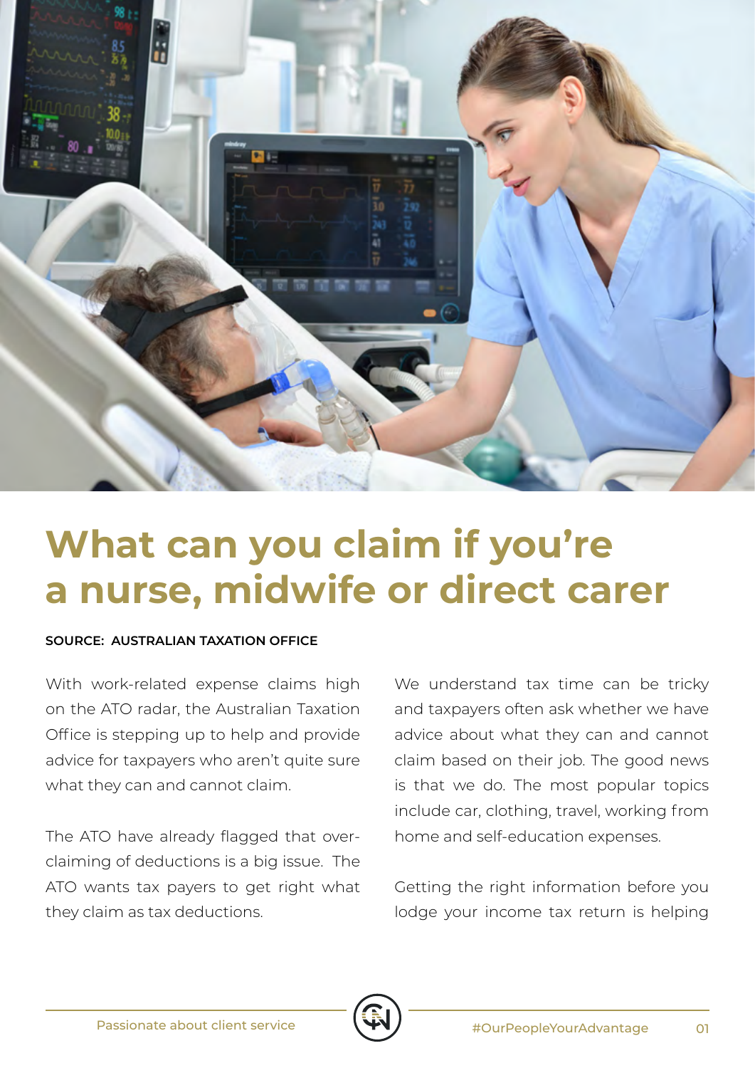# What can you claim if you're a nurse, midwife or direct carer

**SOURCE: AUSTRALIAN TAXATION OFFICE**

With work-related expense claims high on the ATO radar, the Australian Taxation Office is stepping up to help and provide advice for taxpayers who aren't quite sure what they can and cannot claim.

The ATO have already flagged that over-claiming of deductions is a big issue. The ATO wants tax payers to get right what they claim as tax deductions.

We understand tax time can be tricky and taxpayers often ask whether we have advice about what they can and cannot claim based on their job. The good news is that we do. The most popular topics include car, clothing, travel, working from home and self-education expenses.

Getting the right information before you lodge your income tax return is helping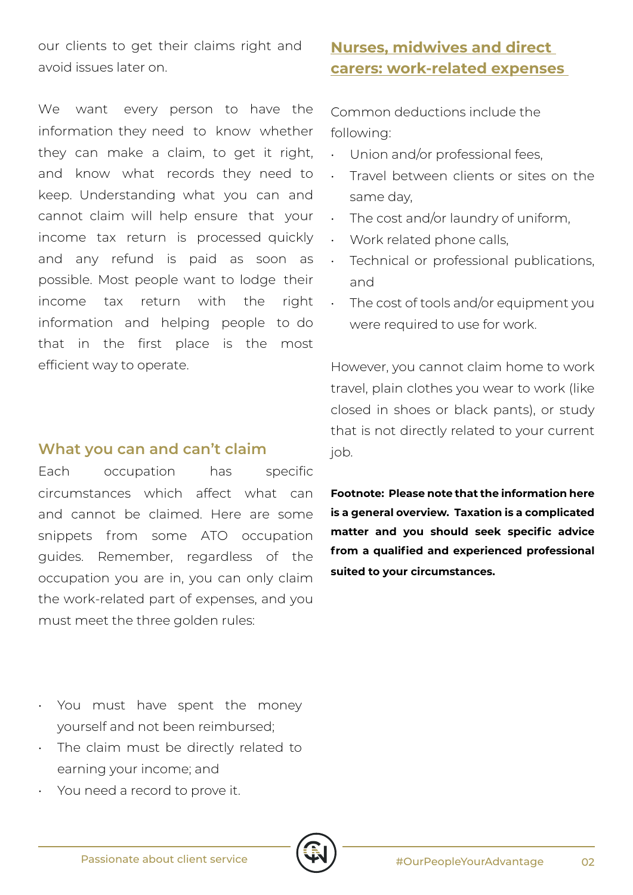our clients to get their claims right and avoid issues later on.

We want every person to have the information they need to know whether they can make a claim, to get it right, and know what records they need to keep. Understanding what you can and cannot claim will help ensure that your income tax return is processed quickly and any refund is paid as soon as possible. Most people want to lodge their income tax return with the right information and helping people to do that in the first place is the most efficient way to operate.

## What you can and can't claim

Each occupation has specific circumstances which affect what can and cannot be claimed. Here are some snippets from some ATO occupation guides. Remember, regardless of the occupation you are in, you can only claim the work-related part of expenses, and you must meet the three golden rules:

- You must have spent the money yourself and not been reimbursed;
- The claim must be directly related to earning your income; and
- You need a record to prove it.

## Nurses, midwives and direct carers: work-related expenses

Common deductions include the following:

- Union and/or professional fees,
- Travel between clients or sites on the same day,
- The cost and/or laundry of uniform,
- Work related phone calls,
- Technical or professional publications, and
- The cost of tools and/or equipment you were required to use for work.

However, you cannot claim home to work travel, plain clothes you wear to work (like closed in shoes or black pants), or study that is not directly related to your current job.

**Footnote: Please note that the information here is a general overview. Taxation is a complicated matter and you should seek specific advice from a qualified and experienced professional suited to your circumstances.**